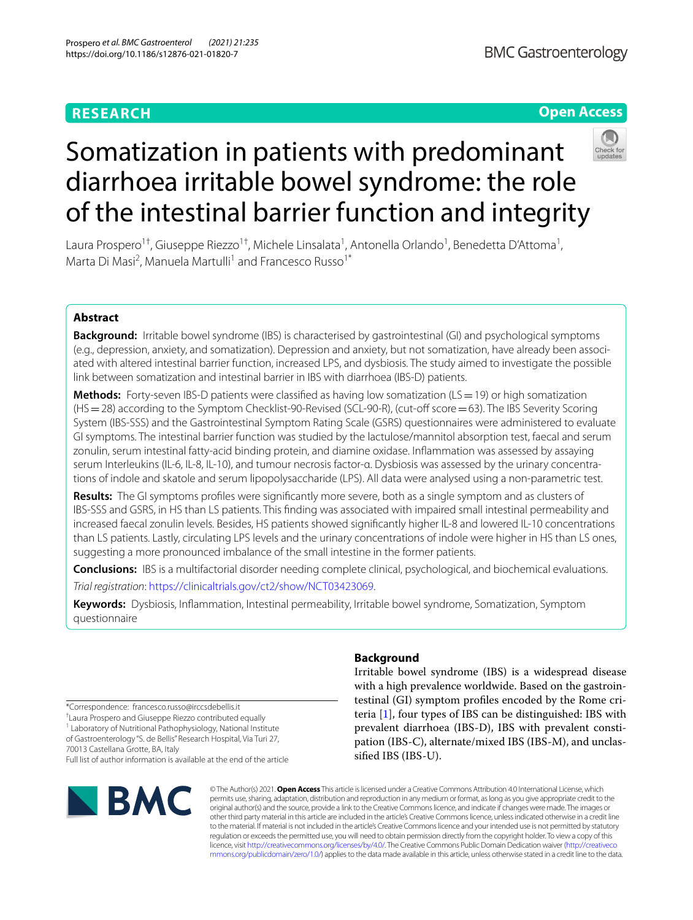RESEARCH

Open Access

# Somatization in patients with predominant diarrhoea irritable bowel syndrome: the role of the intestinal barrier function and integrity

Laura Prospero[1†], Giuseppe Riezzo[1†], Michele Linsalata[1], Antonella Orlando[1], Benedetta D'Attoma[1], Marta Di Masi[2], Manuela Martulli[1] and Francesco Russo[1*]

## Abstract

**Background:** Irritable bowel syndrome (IBS) is characterised by gastrointestinal (GI) and psychological symptoms (e.g., depression, anxiety, and somatization). Depression and anxiety, but not somatization, have already been associated with altered intestinal barrier function, increased LPS, and dysbiosis. The study aimed to investigate the possible link between somatization and intestinal barrier in IBS with diarrhoea (IBS-D) patients.

**Methods:** Forty-seven IBS-D patients were classified as having low somatization (LS = 19) or high somatization (HS = 28) according to the Symptom Checklist-90-Revised (SCL-90-R), (cut-off score = 63). The IBS Severity Scoring System (IBS-SSS) and the Gastrointestinal Symptom Rating Scale (GSRS) questionnaires were administered to evaluate GI symptoms. The intestinal barrier function was studied by the lactulose/mannitol absorption test, faecal and serum zonulin, serum intestinal fatty-acid binding protein, and diamine oxidase. Inflammation was assessed by assaying serum Interleukins (IL-6, IL-8, IL-10), and tumour necrosis factor-α. Dysbiosis was assessed by the urinary concentrations of indole and skatole and serum lipopolysaccharide (LPS). All data were analysed using a non-parametric test.

**Results:** The GI symptoms profiles were significantly more severe, both as a single symptom and as clusters of IBS-SSS and GSRS, in HS than LS patients. This finding was associated with impaired small intestinal permeability and increased faecal zonulin levels. Besides, HS patients showed significantly higher IL-8 and lowered IL-10 concentrations than LS patients. Lastly, circulating LPS levels and the urinary concentrations of indole were higher in HS than LS ones, suggesting a more pronounced imbalance of the small intestine in the former patients.

**Conclusions:** IBS is a multifactorial disorder needing complete clinical, psychological, and biochemical evaluations.

*Trial registration*: https://clinicaltrials.gov/ct2/show/NCT03423069.

**Keywords:** Dysbiosis, Inflammation, Intestinal permeability, Irritable bowel syndrome, Somatization, Symptom questionnaire

## Background

Irritable bowel syndrome (IBS) is a widespread disease with a high prevalence worldwide. Based on the gastrointestinal (GI) symptom profiles encoded by the Rome criteria [1], four types of IBS can be distinguished: IBS with prevalent diarrhoea (IBS-D), IBS with prevalent constipation (IBS-C), alternate/mixed IBS (IBS-M), and unclassified IBS (IBS-U).

*Correspondence: francesco.russo@irccsdebellis.it

†Laura Prospero and Giuseppe Riezzo contributed equally

[1] Laboratory of Nutritional Pathophysiology, National Institute of Gastroenterology "S. de Bellis" Research Hospital, Via Turi 27, 70013 Castellana Grotte, BA, Italy

Full list of author information is available at the end of the article

© The Author(s) 2021. **Open Access** This article is licensed under a Creative Commons Attribution 4.0 International License, which permits use, sharing, adaptation, distribution and reproduction in any medium or format, as long as you give appropriate credit to the original author(s) and the source, provide a link to the Creative Commons licence, and indicate if changes were made. The images or other third party material in this article are included in the article's Creative Commons licence, unless indicated otherwise in a credit line to the material. If material is not included in the article's Creative Commons licence and your intended use is not permitted by statutory regulation or exceeds the permitted use, you will need to obtain permission directly from the copyright holder. To view a copy of this licence, visit http://creativecommons.org/licenses/by/4.0/. The Creative Commons Public Domain Dedication waiver (http://creativecommons.org/publicdomain/zero/1.0/) applies to the data made available in this article, unless otherwise stated in a credit line to the data.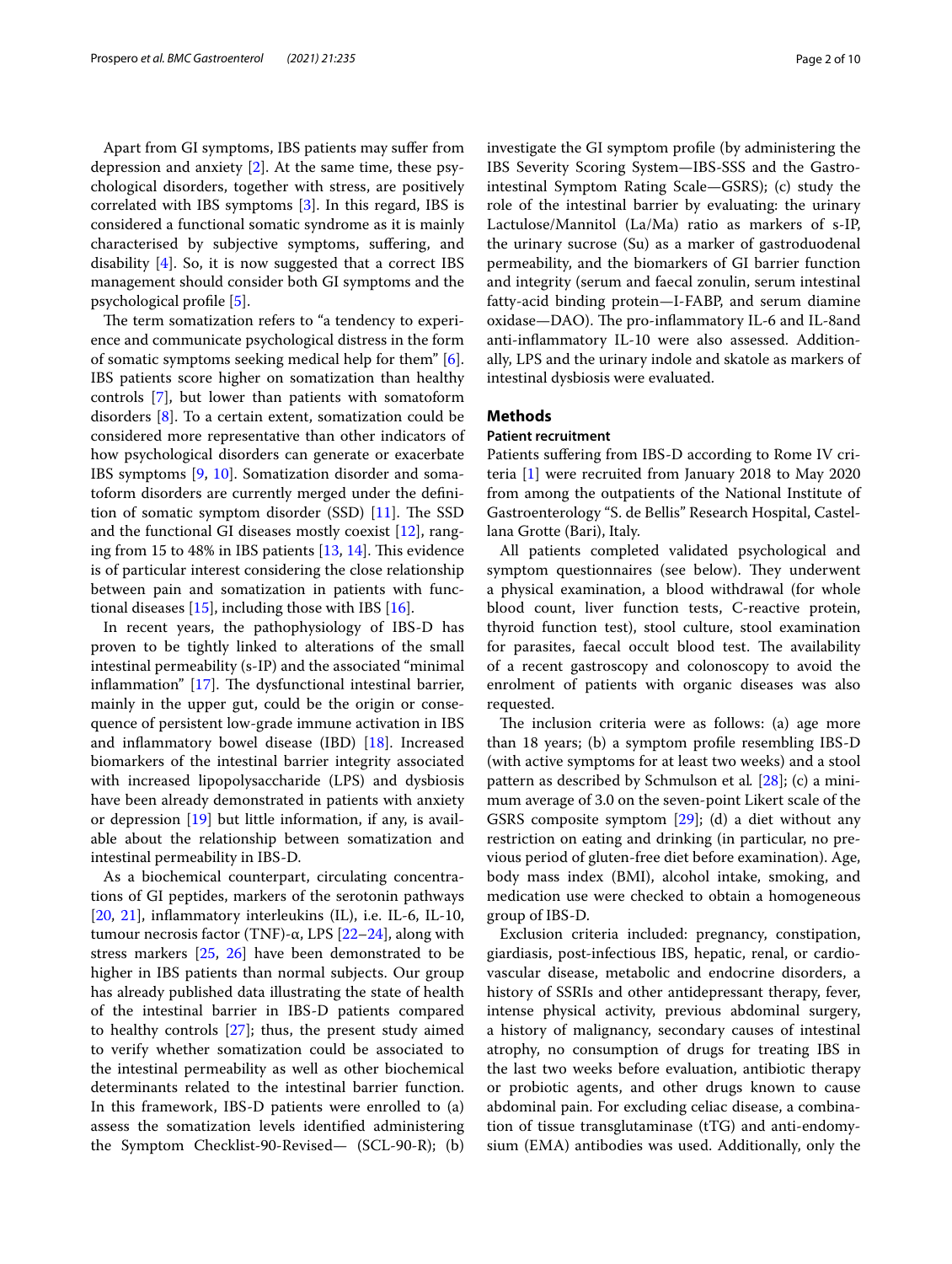Apart from GI symptoms, IBS patients may suffer from depression and anxiety [2]. At the same time, these psychological disorders, together with stress, are positively correlated with IBS symptoms [3]. In this regard, IBS is considered a functional somatic syndrome as it is mainly characterised by subjective symptoms, suffering, and disability [4]. So, it is now suggested that a correct IBS management should consider both GI symptoms and the psychological profile [5].

The term somatization refers to "a tendency to experience and communicate psychological distress in the form of somatic symptoms seeking medical help for them" [6]. IBS patients score higher on somatization than healthy controls [7], but lower than patients with somatoform disorders [8]. To a certain extent, somatization could be considered more representative than other indicators of how psychological disorders can generate or exacerbate IBS symptoms [9, 10]. Somatization disorder and somatoform disorders are currently merged under the definition of somatic symptom disorder (SSD) [11]. The SSD and the functional GI diseases mostly coexist [12], ranging from 15 to 48% in IBS patients [13, 14]. This evidence is of particular interest considering the close relationship between pain and somatization in patients with functional diseases [15], including those with IBS [16].

In recent years, the pathophysiology of IBS-D has proven to be tightly linked to alterations of the small intestinal permeability (s-IP) and the associated "minimal inflammation" [17]. The dysfunctional intestinal barrier, mainly in the upper gut, could be the origin or consequence of persistent low-grade immune activation in IBS and inflammatory bowel disease (IBD) [18]. Increased biomarkers of the intestinal barrier integrity associated with increased lipopolysaccharide (LPS) and dysbiosis have been already demonstrated in patients with anxiety or depression [19] but little information, if any, is available about the relationship between somatization and intestinal permeability in IBS-D.

As a biochemical counterpart, circulating concentrations of GI peptides, markers of the serotonin pathways [20, 21], inflammatory interleukins (IL), i.e. IL-6, IL-10, tumour necrosis factor (TNF)-α, LPS [22–24], along with stress markers [25, 26] have been demonstrated to be higher in IBS patients than normal subjects. Our group has already published data illustrating the state of health of the intestinal barrier in IBS-D patients compared to healthy controls [27]; thus, the present study aimed to verify whether somatization could be associated to the intestinal permeability as well as other biochemical determinants related to the intestinal barrier function. In this framework, IBS-D patients were enrolled to (a) assess the somatization levels identified administering the Symptom Checklist-90-Revised— (SCL-90-R); (b) investigate the GI symptom profile (by administering the IBS Severity Scoring System—IBS-SSS and the Gastrointestinal Symptom Rating Scale—GSRS); (c) study the role of the intestinal barrier by evaluating: the urinary Lactulose/Mannitol (La/Ma) ratio as markers of s-IP, the urinary sucrose (Su) as a marker of gastroduodenal permeability, and the biomarkers of GI barrier function and integrity (serum and faecal zonulin, serum intestinal fatty-acid binding protein—I-FABP, and serum diamine oxidase—DAO). The pro-inflammatory IL-6 and IL-8and anti-inflammatory IL-10 were also assessed. Additionally, LPS and the urinary indole and skatole as markers of intestinal dysbiosis were evaluated.

## Methods

### Patient recruitment

Patients suffering from IBS-D according to Rome IV criteria [1] were recruited from January 2018 to May 2020 from among the outpatients of the National Institute of Gastroenterology "S. de Bellis" Research Hospital, Castellana Grotte (Bari), Italy.

All patients completed validated psychological and symptom questionnaires (see below). They underwent a physical examination, a blood withdrawal (for whole blood count, liver function tests, C-reactive protein, thyroid function test), stool culture, stool examination for parasites, faecal occult blood test. The availability of a recent gastroscopy and colonoscopy to avoid the enrolment of patients with organic diseases was also requested.

The inclusion criteria were as follows: (a) age more than 18 years; (b) a symptom profile resembling IBS-D (with active symptoms for at least two weeks) and a stool pattern as described by Schmulson et al. [28]; (c) a minimum average of 3.0 on the seven-point Likert scale of the GSRS composite symptom [29]; (d) a diet without any restriction on eating and drinking (in particular, no previous period of gluten-free diet before examination). Age, body mass index (BMI), alcohol intake, smoking, and medication use were checked to obtain a homogeneous group of IBS-D.

Exclusion criteria included: pregnancy, constipation, giardiasis, post-infectious IBS, hepatic, renal, or cardiovascular disease, metabolic and endocrine disorders, a history of SSRIs and other antidepressant therapy, fever, intense physical activity, previous abdominal surgery, a history of malignancy, secondary causes of intestinal atrophy, no consumption of drugs for treating IBS in the last two weeks before evaluation, antibiotic therapy or probiotic agents, and other drugs known to cause abdominal pain. For excluding celiac disease, a combination of tissue transglutaminase (tTG) and anti-endomysium (EMA) antibodies was used. Additionally, only the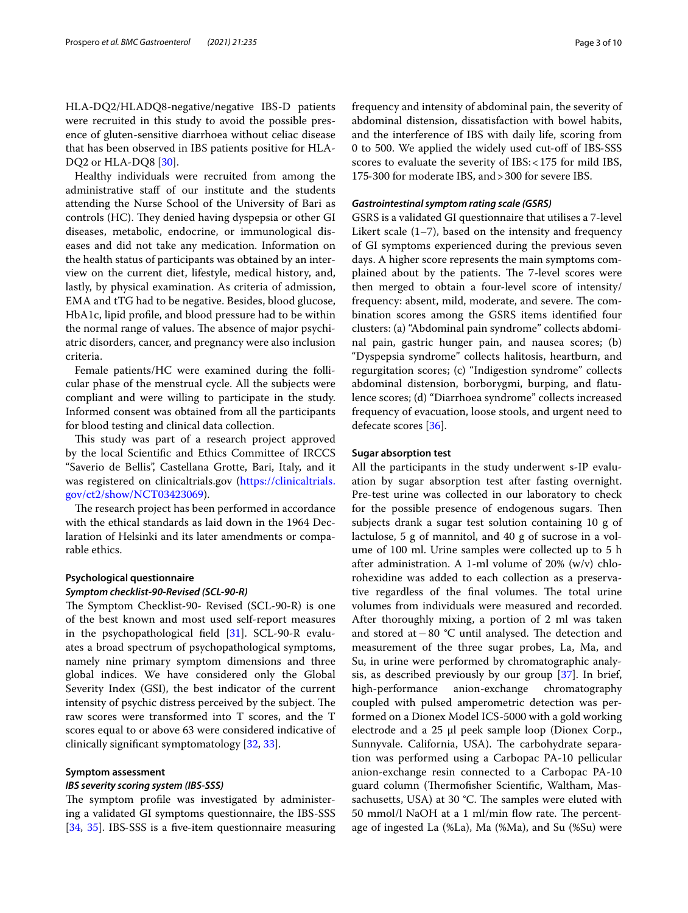HLA-DQ2/HLADQ8-negative/negative IBS-D patients were recruited in this study to avoid the possible presence of gluten-sensitive diarrhoea without celiac disease that has been observed in IBS patients positive for HLA-DQ2 or HLA-DQ8 [30].

Healthy individuals were recruited from among the administrative staff of our institute and the students attending the Nurse School of the University of Bari as controls (HC). They denied having dyspepsia or other GI diseases, metabolic, endocrine, or immunological diseases and did not take any medication. Information on the health status of participants was obtained by an interview on the current diet, lifestyle, medical history, and, lastly, by physical examination. As criteria of admission, EMA and tTG had to be negative. Besides, blood glucose, HbA1c, lipid profile, and blood pressure had to be within the normal range of values. The absence of major psychiatric disorders, cancer, and pregnancy were also inclusion criteria.

Female patients/HC were examined during the follicular phase of the menstrual cycle. All the subjects were compliant and were willing to participate in the study. Informed consent was obtained from all the participants for blood testing and clinical data collection.

This study was part of a research project approved by the local Scientific and Ethics Committee of IRCCS "Saverio de Bellis", Castellana Grotte, Bari, Italy, and it was registered on clinicaltrials.gov (https://clinicaltrials.gov/ct2/show/NCT03423069).

The research project has been performed in accordance with the ethical standards as laid down in the 1964 Declaration of Helsinki and its later amendments or comparable ethics.

### Psychological questionnaire

#### *Symptom checklist-90-Revised (SCL-90-R)*

The Symptom Checklist-90- Revised (SCL-90-R) is one of the best known and most used self-report measures in the psychopathological field [31]. SCL-90-R evaluates a broad spectrum of psychopathological symptoms, namely nine primary symptom dimensions and three global indices. We have considered only the Global Severity Index (GSI), the best indicator of the current intensity of psychic distress perceived by the subject. The raw scores were transformed into T scores, and the T scores equal to or above 63 were considered indicative of clinically significant symptomatology [32, 33].

### Symptom assessment

#### *IBS severity scoring system (IBS-SSS)*

The symptom profile was investigated by administering a validated GI symptoms questionnaire, the IBS-SSS [34, 35]. IBS-SSS is a five-item questionnaire measuring frequency and intensity of abdominal pain, the severity of abdominal distension, dissatisfaction with bowel habits, and the interference of IBS with daily life, scoring from 0 to 500. We applied the widely used cut-off of IBS-SSS scores to evaluate the severity of IBS: < 175 for mild IBS, 175-300 for moderate IBS, and > 300 for severe IBS.

#### *Gastrointestinal symptom rating scale (GSRS)*

GSRS is a validated GI questionnaire that utilises a 7-level Likert scale (1–7), based on the intensity and frequency of GI symptoms experienced during the previous seven days. A higher score represents the main symptoms complained about by the patients. The 7-level scores were then merged to obtain a four-level score of intensity/frequency: absent, mild, moderate, and severe. The combination scores among the GSRS items identified four clusters: (a) "Abdominal pain syndrome" collects abdominal pain, gastric hunger pain, and nausea scores; (b) "Dyspepsia syndrome" collects halitosis, heartburn, and regurgitation scores; (c) "Indigestion syndrome" collects abdominal distension, borborygmi, burping, and flatulence scores; (d) "Diarrhoea syndrome" collects increased frequency of evacuation, loose stools, and urgent need to defecate scores [36].

### Sugar absorption test

All the participants in the study underwent s-IP evaluation by sugar absorption test after fasting overnight. Pre-test urine was collected in our laboratory to check for the possible presence of endogenous sugars. Then subjects drank a sugar test solution containing 10 g of lactulose, 5 g of mannitol, and 40 g of sucrose in a volume of 100 ml. Urine samples were collected up to 5 h after administration. A 1-ml volume of 20% (w/v) chlorohexidine was added to each collection as a preservative regardless of the final volumes. The total urine volumes from individuals were measured and recorded. After thoroughly mixing, a portion of 2 ml was taken and stored at − 80 °C until analysed. The detection and measurement of the three sugar probes, La, Ma, and Su, in urine were performed by chromatographic analysis, as described previously by our group [37]. In brief, high-performance anion-exchange chromatography coupled with pulsed amperometric detection was performed on a Dionex Model ICS-5000 with a gold working electrode and a 25 µl peek sample loop (Dionex Corp., Sunnyvale. California, USA). The carbohydrate separation was performed using a Carbopac PA-10 pellicular anion-exchange resin connected to a Carbopac PA-10 guard column (Thermofisher Scientific, Waltham, Massachusetts, USA) at 30 °C. The samples were eluted with 50 mmol/l NaOH at a 1 ml/min flow rate. The percentage of ingested La (%La), Ma (%Ma), and Su (%Su) were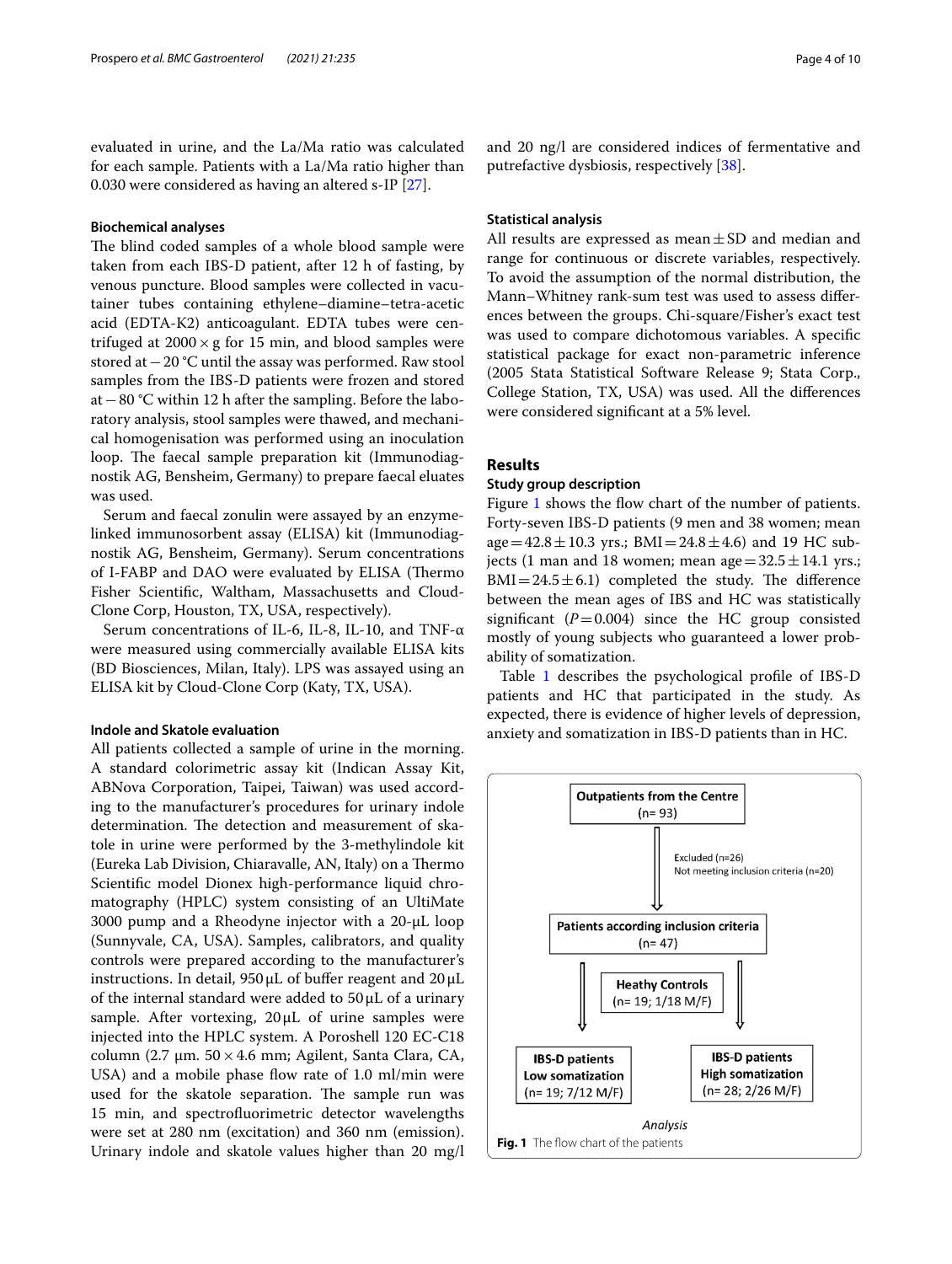evaluated in urine, and the La/Ma ratio was calculated for each sample. Patients with a La/Ma ratio higher than 0.030 were considered as having an altered s-IP [27].

### Biochemical analyses

The blind coded samples of a whole blood sample were taken from each IBS-D patient, after 12 h of fasting, by venous puncture. Blood samples were collected in vacutainer tubes containing ethylene–diamine–tetra-acetic acid (EDTA-K2) anticoagulant. EDTA tubes were centrifuged at 2000 × g for 15 min, and blood samples were stored at − 20 °C until the assay was performed. Raw stool samples from the IBS-D patients were frozen and stored at − 80 °C within 12 h after the sampling. Before the laboratory analysis, stool samples were thawed, and mechanical homogenisation was performed using an inoculation loop. The faecal sample preparation kit (Immunodiagnostik AG, Bensheim, Germany) to prepare faecal eluates was used.

Serum and faecal zonulin were assayed by an enzyme-linked immunosorbent assay (ELISA) kit (Immunodiagnostik AG, Bensheim, Germany). Serum concentrations of I-FABP and DAO were evaluated by ELISA (Thermo Fisher Scientific, Waltham, Massachusetts and Cloud-Clone Corp, Houston, TX, USA, respectively).

Serum concentrations of IL-6, IL-8, IL-10, and TNF-α were measured using commercially available ELISA kits (BD Biosciences, Milan, Italy). LPS was assayed using an ELISA kit by Cloud-Clone Corp (Katy, TX, USA).

### Indole and Skatole evaluation

All patients collected a sample of urine in the morning. A standard colorimetric assay kit (Indican Assay Kit, ABNova Corporation, Taipei, Taiwan) was used according to the manufacturer's procedures for urinary indole determination. The detection and measurement of skatole in urine were performed by the 3-methylindole kit (Eureka Lab Division, Chiaravalle, AN, Italy) on a Thermo Scientific model Dionex high-performance liquid chromatography (HPLC) system consisting of an UltiMate 3000 pump and a Rheodyne injector with a 20-μL loop (Sunnyvale, CA, USA). Samples, calibrators, and quality controls were prepared according to the manufacturer's instructions. In detail, 950 μL of buffer reagent and 20 μL of the internal standard were added to 50 μL of a urinary sample. After vortexing, 20 μL of urine samples were injected into the HPLC system. A Poroshell 120 EC-C18 column (2.7 μm. 50 × 4.6 mm; Agilent, Santa Clara, CA, USA) and a mobile phase flow rate of 1.0 ml/min were used for the skatole separation. The sample run was 15 min, and spectrofluorimetric detector wavelengths were set at 280 nm (excitation) and 360 nm (emission). Urinary indole and skatole values higher than 20 mg/l and 20 ng/l are considered indices of fermentative and putrefactive dysbiosis, respectively [38].

### Statistical analysis

All results are expressed as mean ± SD and median and range for continuous or discrete variables, respectively. To avoid the assumption of the normal distribution, the Mann–Whitney rank-sum test was used to assess differences between the groups. Chi-square/Fisher's exact test was used to compare dichotomous variables. A specific statistical package for exact non-parametric inference (2005 Stata Statistical Software Release 9; Stata Corp., College Station, TX, USA) was used. All the differences were considered significant at a 5% level.

## Results

### Study group description

Figure 1 shows the flow chart of the number of patients. Forty-seven IBS-D patients (9 men and 38 women; mean age = 42.8 ± 10.3 yrs.; BMI = 24.8 ± 4.6) and 19 HC subjects (1 man and 18 women; mean age = 32.5 ± 14.1 yrs.; BMI = 24.5 ± 6.1) completed the study. The difference between the mean ages of IBS and HC was statistically significant ($P = 0.004$) since the HC group consisted mostly of young subjects who guaranteed a lower probability of somatization.

Table 1 describes the psychological profile of IBS-D patients and HC that participated in the study. As expected, there is evidence of higher levels of depression, anxiety and somatization in IBS-D patients than in HC.

Outpatients from the Centre (n= 93)

Excluded (n=26)
Not meeting inclusion criteria (n=20)

Patients according inclusion criteria (n= 47)

Heathy Controls (n= 19; 1/18 M/F)

IBS-D patients Low somatization (n= 19; 7/12 M/F)

IBS-D patients High somatization (n= 28; 2/26 M/F)

*Analysis*

**Fig. 1** The flow chart of the patients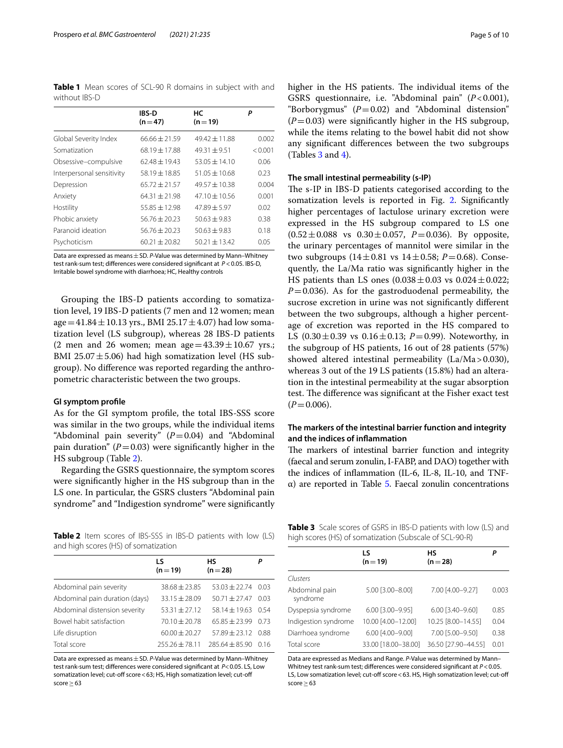**Table 1** Mean scores of SCL-90 R domains in subject with and without IBS-D

| | IBS-D (n = 47) | HC (n = 19) | P |
|---|---|---|---|
| Global Severity Index | 66.66 ± 21.59 | 49.42 ± 11.88 | 0.002 |
| Somatization | 68.19 ± 17.88 | 49.31 ± 9.51 | < 0.001 |
| Obsessive–compulsive | 62.48 ± 19.43 | 53.05 ± 14.10 | 0.06 |
| Interpersonal sensitivity | 58.19 ± 18.85 | 51.05 ± 10.68 | 0.23 |
| Depression | 65.72 ± 21.57 | 49.57 ± 10.38 | 0.004 |
| Anxiety | 64.31 ± 21.98 | 47.10 ± 10.56 | 0.001 |
| Hostility | 55.85 ± 12.98 | 47.89 ± 5.97 | 0.02 |
| Phobic anxiety | 56.76 ± 20.23 | 50.63 ± 9.83 | 0.38 |
| Paranoid ideation | 56.76 ± 20.23 | 50.63 ± 9.83 | 0.18 |
| Psychoticism | 60.21 ± 20.82 | 50.21 ± 13.42 | 0.05 |

Data are expressed as means ± SD. *P*-Value was determined by Mann–Whitney test rank-sum test; differences were considered significant at $P < 0.05$. IBS-D, Irritable bowel syndrome with diarrhoea; HC, Healthy controls

Grouping the IBS-D patients according to somatization level, 19 IBS-D patients (7 men and 12 women; mean age = 41.84 ± 10.13 yrs., BMI 25.17 ± 4.07) had low somatization level (LS subgroup), whereas 28 IBS-D patients (2 men and 26 women; mean age = 43.39 ± 10.67 yrs.; BMI 25.07 ± 5.06) had high somatization level (HS subgroup). No difference was reported regarding the anthropometric characteristic between the two groups.

#### GI symptom profile

As for the GI symptom profile, the total IBS-SSS score was similar in the two groups, while the individual items "Abdominal pain severity" ($P = 0.04$) and "Abdominal pain duration" ($P = 0.03$) were significantly higher in the HS subgroup (Table 2).

Regarding the GSRS questionnaire, the symptom scores were significantly higher in the HS subgroup than in the LS one. In particular, the GSRS clusters "Abdominal pain syndrome" and "Indigestion syndrome" were significantly higher in the HS patients. The individual items of the GSRS questionnaire, i.e. "Abdominal pain" ($P < 0.001$), "Borborygmus" ($P = 0.02$) and "Abdominal distension" ($P = 0.03$) were significantly higher in the HS subgroup, while the items relating to the bowel habit did not show any significant differences between the two subgroups (Tables 3 and 4).

**Table 2** Item scores of IBS-SSS in IBS-D patients with low (LS) and high scores (HS) of somatization

| | LS (n = 19) | HS (n = 28) | P |
|---|---|---|---|
| Abdominal pain severity | 38.68 ± 23.85 | 53.03 ± 22.74 | 0.03 |
| Abdominal pain duration (days) | 33.15 ± 28.09 | 50.71 ± 27.47 | 0.03 |
| Abdominal distension severity | 53.31 ± 27.12 | 58.14 ± 19.63 | 0.54 |
| Bowel habit satisfaction | 70.10 ± 20.78 | 65.85 ± 23.99 | 0.73 |
| Life disruption | 60.00 ± 20.27 | 57.89 ± 23.12 | 0.88 |
| Total score | 255.26 ± 78.11 | 285.64 ± 85.90 | 0.16 |

Data are expressed as means ± SD. *P*-Value was determined by Mann–Whitney test rank-sum test; differences were considered significant at $P < 0.05$. LS, Low somatization level; cut-off score < 63; HS, High somatization level; cut-off score ≥ 63

#### The small intestinal permeability (s-IP)

The s-IP in IBS-D patients categorised according to the somatization levels is reported in Fig. 2. Significantly higher percentages of lactulose urinary excretion were expressed in the HS subgroup compared to LS one (0.52 ± 0.088 vs 0.30 ± 0.057, $P = 0.036$). By opposite, the urinary percentages of mannitol were similar in the two subgroups (14 ± 0.81 vs 14 ± 0.58; $P = 0.68$). Consequently, the La/Ma ratio was significantly higher in the HS patients than LS ones (0.038 ± 0.03 vs 0.024 ± 0.022; $P = 0.036$). As for the gastroduodenal permeability, the sucrose excretion in urine was not significantly different between the two subgroups, although a higher percentage of excretion was reported in the HS compared to LS (0.30 ± 0.39 vs 0.16 ± 0.13; $P = 0.99$). Noteworthy, in the subgroup of HS patients, 16 out of 28 patients (57%) showed altered intestinal permeability (La/Ma > 0.030), whereas 3 out of the 19 LS patients (15.8%) had an alteration in the intestinal permeability at the sugar absorption test. The difference was significant at the Fisher exact test ($P = 0.006$).

#### The markers of the intestinal barrier function and integrity and the indices of inflammation

The markers of intestinal barrier function and integrity (faecal and serum zonulin, I-FABP, and DAO) together with the indices of inflammation (IL-6, IL-8, IL-10, and TNF-α) are reported in Table 5. Faecal zonulin concentrations

**Table 3** Scale scores of GSRS in IBS-D patients with low (LS) and high scores (HS) of somatization (Subscale of SCL-90-R)

| | LS (n = 19) | HS (n = 28) | P |
|---|---|---|---|
| *Clusters* | | | |
| Abdominal pain syndrome | 5.00 [3.00–8.00] | 7.00 [4.00–9.27] | 0.003 |
| Dyspepsia syndrome | 6.00 [3.00–9.95] | 6.00 [3.40–9.60] | 0.85 |
| Indigestion syndrome | 10.00 [4.00–12.00] | 10.25 [8.00–14.55] | 0.04 |
| Diarrhoea syndrome | 6.00 [4.00–9.00] | 7.00 [5.00–9.50] | 0.38 |
| Total score | 33.00 [18.00–38.00] | 36.50 [27.90–44.55] | 0.01 |

Data are expressed as Medians and Range. *P*-Value was determined by Mann–Whitney test rank-sum test; differences were considered significant at $P < 0.05$. LS, Low somatization level; cut-off score < 63. HS, High somatization level; cut-off score ≥ 63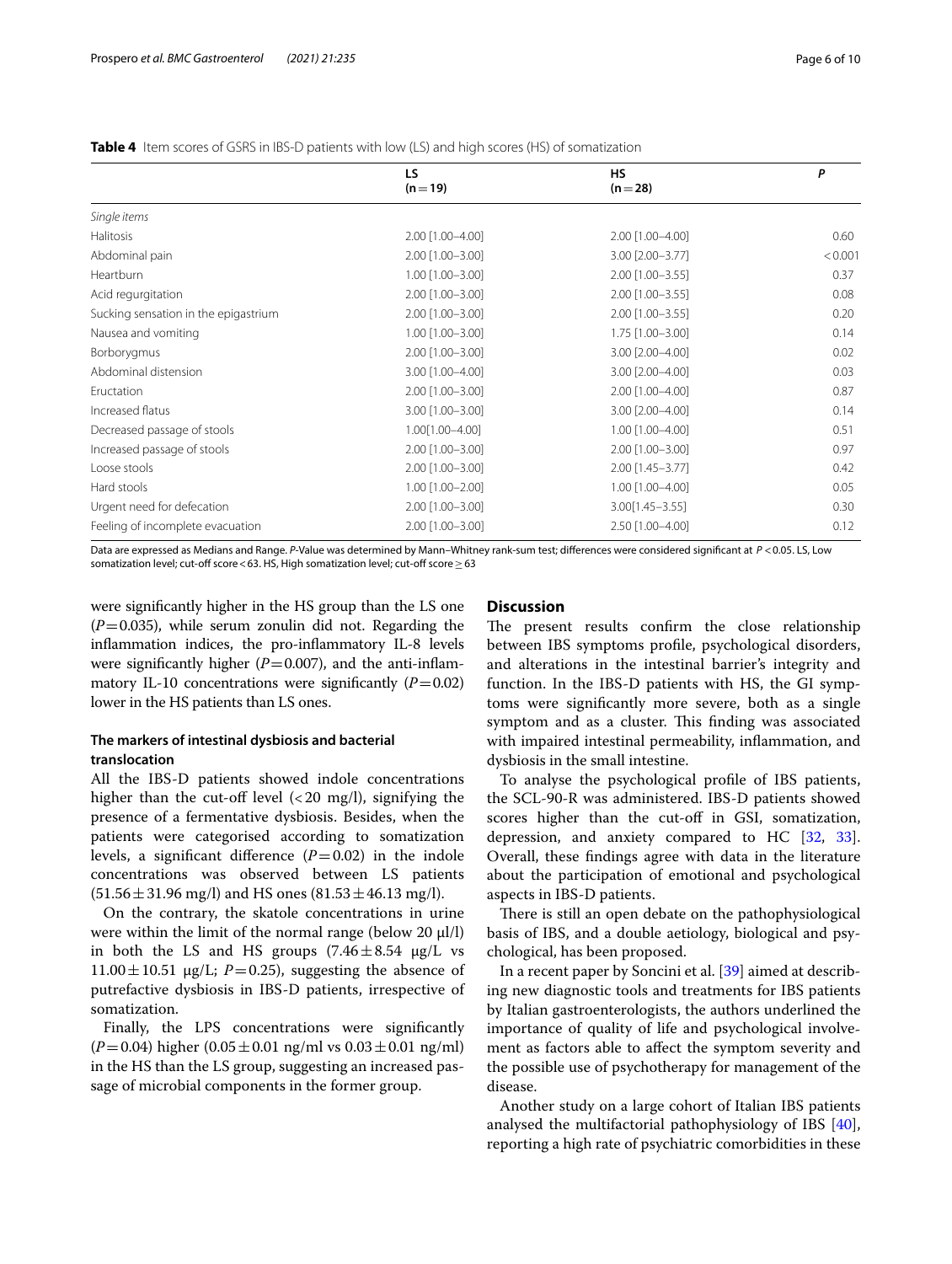**Table 4** Item scores of GSRS in IBS-D patients with low (LS) and high scores (HS) of somatization

| | LS (n = 19) | HS (n = 28) | *P* |
|---|---|---|---|
| *Single items* | | | |
| Halitosis | 2.00 [1.00–4.00] | 2.00 [1.00–4.00] | 0.60 |
| Abdominal pain | 2.00 [1.00–3.00] | 3.00 [2.00–3.77] | < 0.001 |
| Heartburn | 1.00 [1.00–3.00] | 2.00 [1.00–3.55] | 0.37 |
| Acid regurgitation | 2.00 [1.00–3.00] | 2.00 [1.00–3.55] | 0.08 |
| Sucking sensation in the epigastrium | 2.00 [1.00–3.00] | 2.00 [1.00–3.55] | 0.20 |
| Nausea and vomiting | 1.00 [1.00–3.00] | 1.75 [1.00–3.00] | 0.14 |
| Borborygmus | 2.00 [1.00–3.00] | 3.00 [2.00–4.00] | 0.02 |
| Abdominal distension | 3.00 [1.00–4.00] | 3.00 [2.00–4.00] | 0.03 |
| Eructation | 2.00 [1.00–3.00] | 2.00 [1.00–4.00] | 0.87 |
| Increased flatus | 3.00 [1.00–3.00] | 3.00 [2.00–4.00] | 0.14 |
| Decreased passage of stools | 1.00[1.00–4.00] | 1.00 [1.00–4.00] | 0.51 |
| Increased passage of stools | 2.00 [1.00–3.00] | 2.00 [1.00–3.00] | 0.97 |
| Loose stools | 2.00 [1.00–3.00] | 2.00 [1.45–3.77] | 0.42 |
| Hard stools | 1.00 [1.00–2.00] | 1.00 [1.00–4.00] | 0.05 |
| Urgent need for defecation | 2.00 [1.00–3.00] | 3.00[1.45–3.55] | 0.30 |
| Feeling of incomplete evacuation | 2.00 [1.00–3.00] | 2.50 [1.00–4.00] | 0.12 |

Data are expressed as Medians and Range. *P*-Value was determined by Mann–Whitney rank-sum test; differences were considered significant at $P < 0.05$. LS, Low somatization level; cut-off score < 63. HS, High somatization level; cut-off score ≥ 63

were significantly higher in the HS group than the LS one ($P = 0.035$), while serum zonulin did not. Regarding the inflammation indices, the pro-inflammatory IL-8 levels were significantly higher ($P = 0.007$), and the anti-inflammatory IL-10 concentrations were significantly ($P = 0.02$) lower in the HS patients than LS ones.

### The markers of intestinal dysbiosis and bacterial translocation

All the IBS-D patients showed indole concentrations higher than the cut-off level (< 20 mg/l), signifying the presence of a fermentative dysbiosis. Besides, when the patients were categorised according to somatization levels, a significant difference ($P = 0.02$) in the indole concentrations was observed between LS patients ($51.56 \pm 31.96$ mg/l) and HS ones ($81.53 \pm 46.13$ mg/l).

On the contrary, the skatole concentrations in urine were within the limit of the normal range (below 20 μl/l) in both the LS and HS groups ($7.46 \pm 8.54$ μg/L vs $11.00 \pm 10.51$ μg/L; $P = 0.25$), suggesting the absence of putrefactive dysbiosis in IBS-D patients, irrespective of somatization.

Finally, the LPS concentrations were significantly ($P = 0.04$) higher ($0.05 \pm 0.01$ ng/ml vs $0.03 \pm 0.01$ ng/ml) in the HS than the LS group, suggesting an increased passage of microbial components in the former group.

## Discussion

The present results confirm the close relationship between IBS symptoms profile, psychological disorders, and alterations in the intestinal barrier's integrity and function. In the IBS-D patients with HS, the GI symptoms were significantly more severe, both as a single symptom and as a cluster. This finding was associated with impaired intestinal permeability, inflammation, and dysbiosis in the small intestine.

To analyse the psychological profile of IBS patients, the SCL-90-R was administered. IBS-D patients showed scores higher than the cut-off in GSI, somatization, depression, and anxiety compared to HC [32, 33]. Overall, these findings agree with data in the literature about the participation of emotional and psychological aspects in IBS-D patients.

There is still an open debate on the pathophysiological basis of IBS, and a double aetiology, biological and psychological, has been proposed.

In a recent paper by Soncini et al. [39] aimed at describing new diagnostic tools and treatments for IBS patients by Italian gastroenterologists, the authors underlined the importance of quality of life and psychological involvement as factors able to affect the symptom severity and the possible use of psychotherapy for management of the disease.

Another study on a large cohort of Italian IBS patients analysed the multifactorial pathophysiology of IBS [40], reporting a high rate of psychiatric comorbidities in these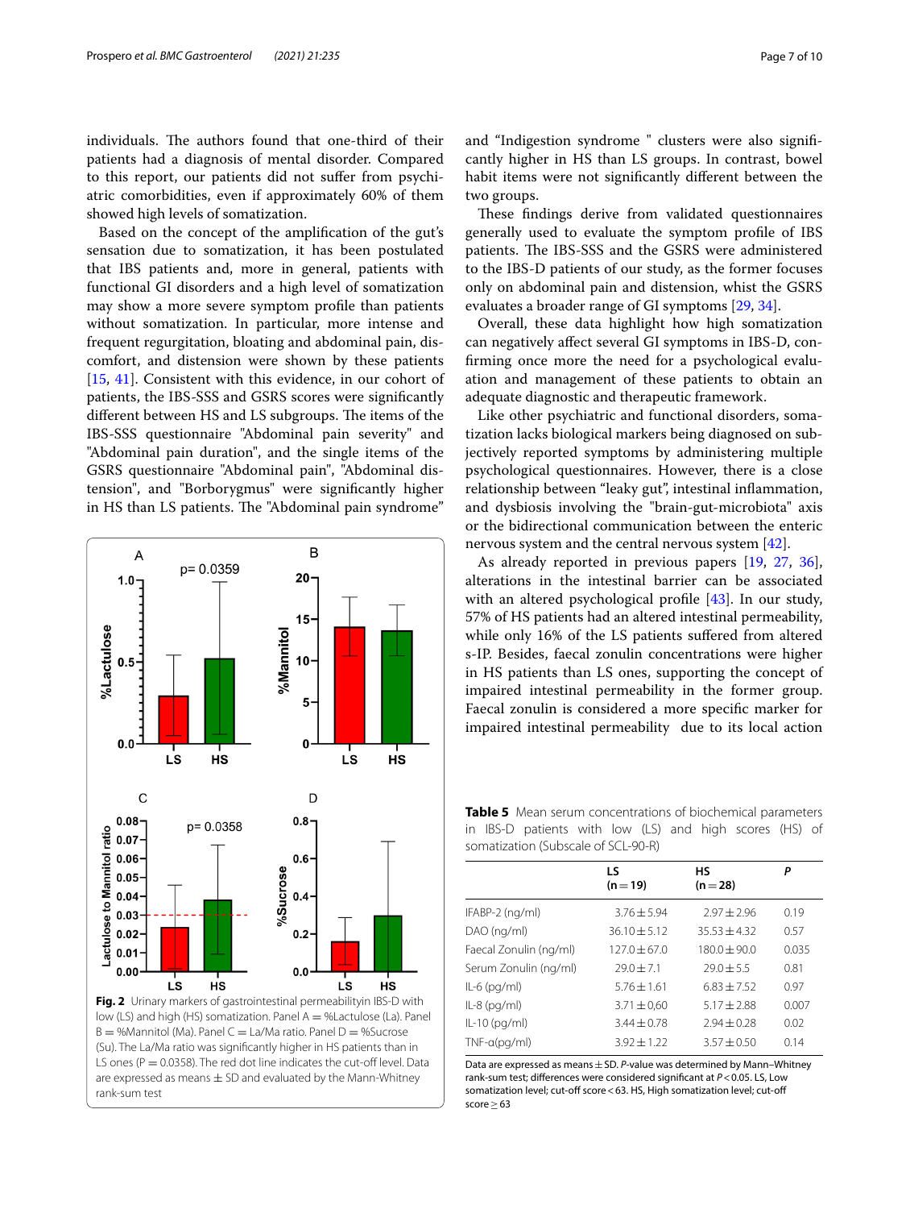individuals. The authors found that one-third of their patients had a diagnosis of mental disorder. Compared to this report, our patients did not suffer from psychiatric comorbidities, even if approximately 60% of them showed high levels of somatization.

Based on the concept of the amplification of the gut's sensation due to somatization, it has been postulated that IBS patients and, more in general, patients with functional GI disorders and a high level of somatization may show a more severe symptom profile than patients without somatization. In particular, more intense and frequent regurgitation, bloating and abdominal pain, discomfort, and distension were shown by these patients [15, 41]. Consistent with this evidence, in our cohort of patients, the IBS-SSS and GSRS scores were significantly different between HS and LS subgroups. The items of the IBS-SSS questionnaire "Abdominal pain severity" and "Abdominal pain duration", and the single items of the GSRS questionnaire "Abdominal pain", "Abdominal distension", and "Borborygmus" were significantly higher in HS than LS patients. The "Abdominal pain syndrome" and "Indigestion syndrome " clusters were also significantly higher in HS than LS groups. In contrast, bowel habit items were not significantly different between the two groups.

These findings derive from validated questionnaires generally used to evaluate the symptom profile of IBS patients. The IBS-SSS and the GSRS were administered to the IBS-D patients of our study, as the former focuses only on abdominal pain and distension, whilst the GSRS evaluates a broader range of GI symptoms [29, 34].

Overall, these data highlight how high somatization can negatively affect several GI symptoms in IBS-D, confirming once more the need for a psychological evaluation and management of these patients to obtain an adequate diagnostic and therapeutic framework.

Like other psychiatric and functional disorders, somatization lacks biological markers being diagnosed on subjectively reported symptoms by administering multiple psychological questionnaires. However, there is a close relationship between "leaky gut", intestinal inflammation, and dysbiosis involving the "brain-gut-microbiota" axis or the bidirectional communication between the enteric nervous system and the central nervous system [42].

As already reported in previous papers [19, 27, 36], alterations in the intestinal barrier can be associated with an altered psychological profile [43]. In our study, 57% of HS patients had an altered intestinal permeability, while only 16% of the LS patients suffered from altered s-IP. Besides, faecal zonulin concentrations were higher in HS patients than LS ones, supporting the concept of impaired intestinal permeability in the former group. Faecal zonulin is considered a more specific marker for impaired intestinal permeability due to its local action

**Fig. 2** Urinary markers of gastrointestinal permeabilityin IBS-D with low (LS) and high (HS) somatization. Panel A = %Lactulose (La). Panel B = %Mannitol (Ma). Panel C = La/Ma ratio. Panel D = %Sucrose (Su). The La/Ma ratio was significantly higher in HS patients than in LS ones ($P = 0.0358$). The red dot line indicates the cut-off level. Data are expressed as means ± SD and evaluated by the Mann-Whitney rank-sum test

**Table 5** Mean serum concentrations of biochemical parameters in IBS-D patients with low (LS) and high scores (HS) of somatization (Subscale of SCL-90-R)

| | LS (n = 19) | HS (n = 28) | *P* |
|---|---|---|---|
| IFABP-2 (ng/ml) | 3.76 ± 5.94 | 2.97 ± 2.96 | 0.19 |
| DAO (ng/ml) | 36.10 ± 5.12 | 35.53 ± 4.32 | 0.57 |
| Faecal Zonulin (ng/ml) | 127.0 ± 67.0 | 180.0 ± 90.0 | 0.035 |
| Serum Zonulin (ng/ml) | 29.0 ± 7.1 | 29.0 ± 5.5 | 0.81 |
| IL-6 (pg/ml) | 5.76 ± 1.61 | 6.83 ± 7.52 | 0.97 |
| IL-8 (pg/ml) | 3.71 ± 0,60 | 5.17 ± 2.88 | 0.007 |
| IL-10 (pg/ml) | 3.44 ± 0.78 | 2.94 ± 0.28 | 0.02 |
| TNF-α(pg/ml) | 3.92 ± 1.22 | 3.57 ± 0.50 | 0.14 |

Data are expressed as means ± SD. *P*-value was determined by Mann–Whitney rank-sum test; differences were considered significant at $P < 0.05$. LS, Low somatization level; cut-off score < 63. HS, High somatization level; cut-off score ≥ 63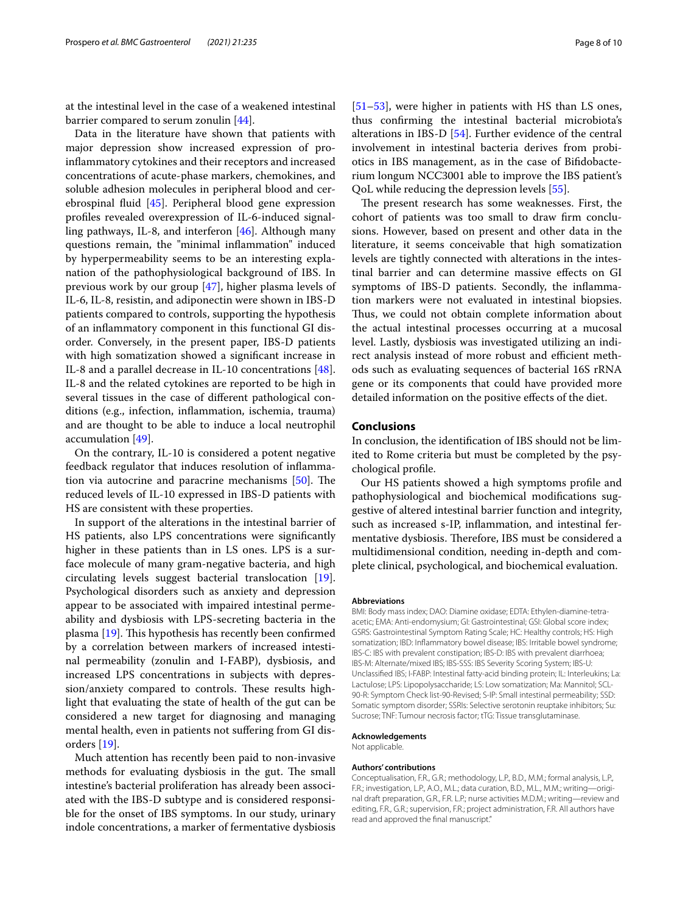at the intestinal level in the case of a weakened intestinal barrier compared to serum zonulin [44].

Data in the literature have shown that patients with major depression show increased expression of pro-inflammatory cytokines and their receptors and increased concentrations of acute-phase markers, chemokines, and soluble adhesion molecules in peripheral blood and cerebrospinal fluid [45]. Peripheral blood gene expression profiles revealed overexpression of IL-6-induced signalling pathways, IL-8, and interferon [46]. Although many questions remain, the "minimal inflammation" induced by hyperpermeability seems to be an interesting explanation of the pathophysiological background of IBS. In previous work by our group [47], higher plasma levels of IL-6, IL-8, resistin, and adiponectin were shown in IBS-D patients compared to controls, supporting the hypothesis of an inflammatory component in this functional GI disorder. Conversely, in the present paper, IBS-D patients with high somatization showed a significant increase in IL-8 and a parallel decrease in IL-10 concentrations [48]. IL-8 and the related cytokines are reported to be high in several tissues in the case of different pathological conditions (e.g., infection, inflammation, ischemia, trauma) and are thought to be able to induce a local neutrophil accumulation [49].

On the contrary, IL-10 is considered a potent negative feedback regulator that induces resolution of inflammation via autocrine and paracrine mechanisms [50]. The reduced levels of IL-10 expressed in IBS-D patients with HS are consistent with these properties.

In support of the alterations in the intestinal barrier of HS patients, also LPS concentrations were significantly higher in these patients than in LS ones. LPS is a surface molecule of many gram-negative bacteria, and high circulating levels suggest bacterial translocation [19]. Psychological disorders such as anxiety and depression appear to be associated with impaired intestinal permeability and dysbiosis with LPS-secreting bacteria in the plasma [19]. This hypothesis has recently been confirmed by a correlation between markers of increased intestinal permeability (zonulin and I-FABP), dysbiosis, and increased LPS concentrations in subjects with depression/anxiety compared to controls. These results highlight that evaluating the state of health of the gut can be considered a new target for diagnosing and managing mental health, even in patients not suffering from GI disorders [19].

Much attention has recently been paid to non-invasive methods for evaluating dysbiosis in the gut. The small intestine's bacterial proliferation has already been associated with the IBS-D subtype and is considered responsible for the onset of IBS symptoms. In our study, urinary indole concentrations, a marker of fermentative dysbiosis [51–53], were higher in patients with HS than LS ones, thus confirming the intestinal bacterial microbiota's alterations in IBS-D [54]. Further evidence of the central involvement in intestinal bacteria derives from probiotics in IBS management, as in the case of Bifidobacterium longum NCC3001 able to improve the IBS patient's QoL while reducing the depression levels [55].

The present research has some weaknesses. First, the cohort of patients was too small to draw firm conclusions. However, based on present and other data in the literature, it seems conceivable that high somatization levels are tightly connected with alterations in the intestinal barrier and can determine massive effects on GI symptoms of IBS-D patients. Secondly, the inflammation markers were not evaluated in intestinal biopsies. Thus, we could not obtain complete information about the actual intestinal processes occurring at a mucosal level. Lastly, dysbiosis was investigated utilizing an indirect analysis instead of more robust and efficient methods such as evaluating sequences of bacterial 16S rRNA gene or its components that could have provided more detailed information on the positive effects of the diet.

## Conclusions

In conclusion, the identification of IBS should not be limited to Rome criteria but must be completed by the psychological profile.

Our HS patients showed a high symptoms profile and pathophysiological and biochemical modifications suggestive of altered intestinal barrier function and integrity, such as increased s-IP, inflammation, and intestinal fermentative dysbiosis. Therefore, IBS must be considered a multidimensional condition, needing in-depth and complete clinical, psychological, and biochemical evaluation.

#### Abbreviations

BMI: Body mass index; DAO: Diamine oxidase; EDTA: Ethylen-diamine-tetraacetic; EMA: Anti-endomysium; GI: Gastrointestinal; GSI: Global score index; GSRS: Gastrointestinal Symptom Rating Scale; HC: Healthy controls; HS: High somatization; IBD: Inflammatory bowel disease; IBS: Irritable bowel syndrome; IBS-C: IBS with prevalent constipation; IBS-D: IBS with prevalent diarrhoea; IBS-M: Alternate/mixed IBS; IBS-SSS: IBS Severity Scoring System; IBS-U: Unclassified IBS; I-FABP: Intestinal fatty-acid binding protein; IL: Interleukins; La: Lactulose; LPS: Lipopolysaccharide; LS: Low somatization; Ma: Mannitol; SCL-90-R: Symptom Check list-90-Revised; S-IP: Small intestinal permeability; SSD: Somatic symptom disorder; SSRIs: Selective serotonin reuptake inhibitors; Su: Sucrose; TNF: Tumour necrosis factor; tTG: Tissue transglutaminase.

#### Acknowledgements

Not applicable.

#### Authors' contributions

Conceptualisation, F.R., G.R.; methodology, L.P., B.D., M.M.; formal analysis, L.P., F.R.; investigation, L.P., A.O., M.L.; data curation, B.D., M.L., M.M.; writing—original draft preparation, G.R., F.R. L.P.; nurse activities M.D.M.; writing—review and editing, F.R., G.R.; supervision, F.R.; project administration, F.R. All authors have read and approved the final manuscript."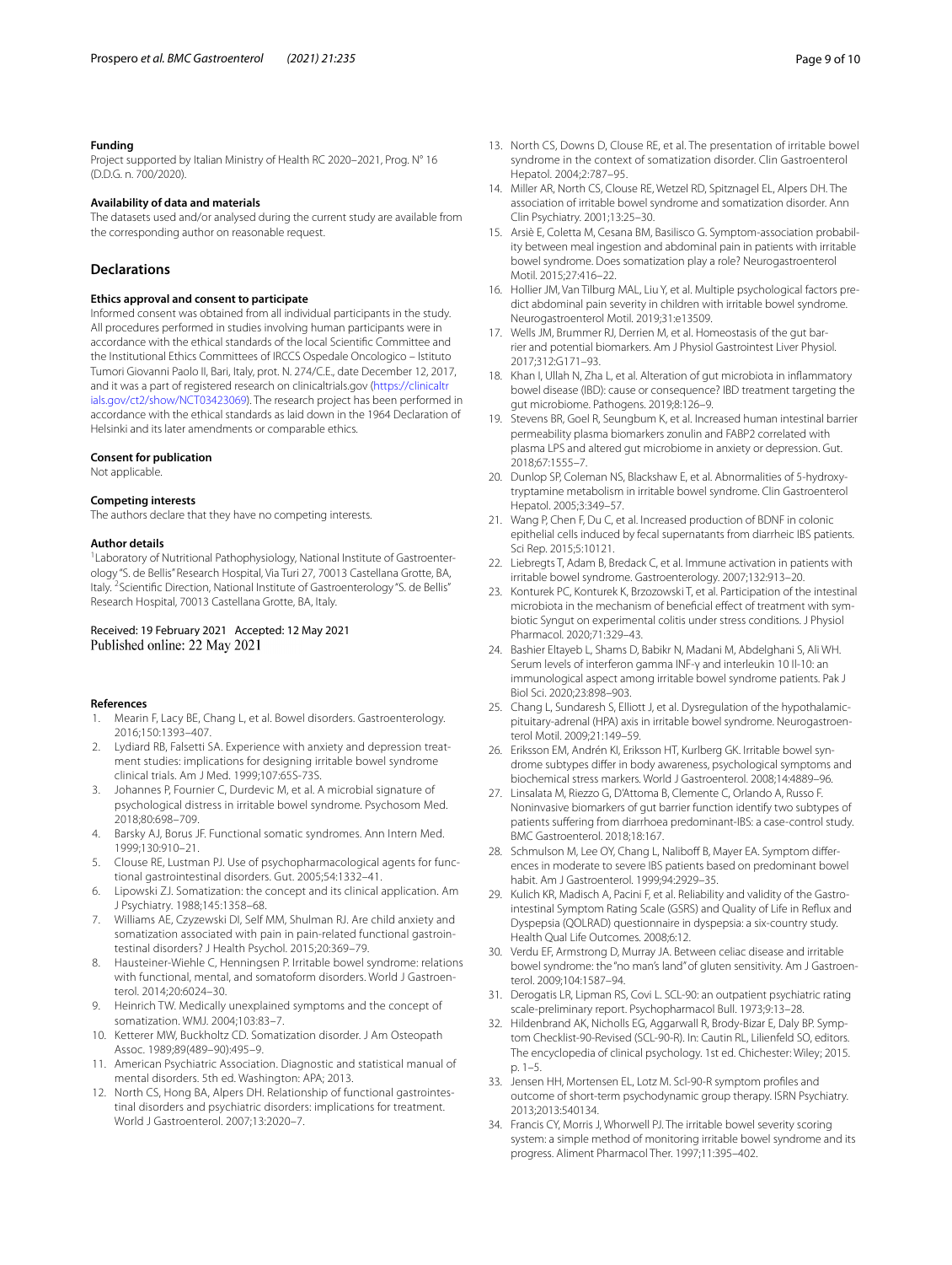**Funding**

Project supported by Italian Ministry of Health RC 2020–2021, Prog. N° 16 (D.D.G. n. 700/2020).

**Availability of data and materials**

The datasets used and/or analysed during the current study are available from the corresponding author on reasonable request.

## Declarations

**Ethics approval and consent to participate**

Informed consent was obtained from all individual participants in the study. All procedures performed in studies involving human participants were in accordance with the ethical standards of the local Scientific Committee and the Institutional Ethics Committees of IRCCS Ospedale Oncologico – Istituto Tumori Giovanni Paolo II, Bari, Italy, prot. N. 274/C.E., date December 12, 2017, and it was a part of registered research on clinicaltrials.gov (https://clinicaltrials.gov/ct2/show/NCT03423069). The research project has been performed in accordance with the ethical standards as laid down in the 1964 Declaration of Helsinki and its later amendments or comparable ethics.

**Consent for publication**

Not applicable.

**Competing interests**

The authors declare that they have no competing interests.

**Author details**

[1]Laboratory of Nutritional Pathophysiology, National Institute of Gastroenterology "S. de Bellis" Research Hospital, Via Turi 27, 70013 Castellana Grotte, BA, Italy. [2]Scientific Direction, National Institute of Gastroenterology "S. de Bellis" Research Hospital, 70013 Castellana Grotte, BA, Italy.

Received: 19 February 2021 Accepted: 12 May 2021
Published online: 22 May 2021

**References**

1. Mearin F, Lacy BE, Chang L, et al. Bowel disorders. Gastroenterology. 2016;150:1393–407.
2. Lydiard RB, Falsetti SA. Experience with anxiety and depression treatment studies: implications for designing irritable bowel syndrome clinical trials. Am J Med. 1999;107:65S-73S.
3. Johannes P, Fournier C, Durdevic M, et al. A microbial signature of psychological distress in irritable bowel syndrome. Psychosom Med. 2018;80:698–709.
4. Barsky AJ, Borus JF. Functional somatic syndromes. Ann Intern Med. 1999;130:910–21.
5. Clouse RE, Lustman PJ. Use of psychopharmacological agents for functional gastrointestinal disorders. Gut. 2005;54:1332–41.
6. Lipowski ZJ. Somatization: the concept and its clinical application. Am J Psychiatry. 1988;145:1358–68.
7. Williams AE, Czyzewski DI, Self MM, Shulman RJ. Are child anxiety and somatization associated with pain in pain-related functional gastrointestinal disorders? J Health Psychol. 2015;20:369–79.
8. Hausteiner-Wiehle C, Henningsen P. Irritable bowel syndrome: relations with functional, mental, and somatoform disorders. World J Gastroenterol. 2014;20:6024–30.
9. Heinrich TW. Medically unexplained symptoms and the concept of somatization. WMJ. 2004;103:83–7.
10. Ketterer MW, Buckholtz CD. Somatization disorder. J Am Osteopath Assoc. 1989;89(489–90):495–9.
11. American Psychiatric Association. Diagnostic and statistical manual of mental disorders. 5th ed. Washington: APA; 2013.
12. North CS, Hong BA, Alpers DH. Relationship of functional gastrointestinal disorders and psychiatric disorders: implications for treatment. World J Gastroenterol. 2007;13:2020–7.
13. North CS, Downs D, Clouse RE, et al. The presentation of irritable bowel syndrome in the context of somatization disorder. Clin Gastroenterol Hepatol. 2004;2:787–95.
14. Miller AR, North CS, Clouse RE, Wetzel RD, Spitznagel EL, Alpers DH. The association of irritable bowel syndrome and somatization disorder. Ann Clin Psychiatry. 2001;13:25–30.
15. Arsiè E, Coletta M, Cesana BM, Basilisco G. Symptom-association probability between meal ingestion and abdominal pain in patients with irritable bowel syndrome. Does somatization play a role? Neurogastroenterol Motil. 2015;27:416–22.
16. Hollier JM, Van Tilburg MAL, Liu Y, et al. Multiple psychological factors predict abdominal pain severity in children with irritable bowel syndrome. Neurogastroenterol Motil. 2019;31:e13509.
17. Wells JM, Brummer RJ, Derrien M, et al. Homeostasis of the gut barrier and potential biomarkers. Am J Physiol Gastrointest Liver Physiol. 2017;312:G171–93.
18. Khan I, Ullah N, Zha L, et al. Alteration of gut microbiota in inflammatory bowel disease (IBD): cause or consequence? IBD treatment targeting the gut microbiome. Pathogens. 2019;8:126–9.
19. Stevens BR, Goel R, Seungbum K, et al. Increased human intestinal barrier permeability plasma biomarkers zonulin and FABP2 correlated with plasma LPS and altered gut microbiome in anxiety or depression. Gut. 2018;67:1555–7.
20. Dunlop SP, Coleman NS, Blackshaw E, et al. Abnormalities of 5-hydroxytryptamine metabolism in irritable bowel syndrome. Clin Gastroenterol Hepatol. 2005;3:349–57.
21. Wang P, Chen F, Du C, et al. Increased production of BDNF in colonic epithelial cells induced by fecal supernatants from diarrheic IBS patients. Sci Rep. 2015;5:10121.
22. Liebregts T, Adam B, Bredack C, et al. Immune activation in patients with irritable bowel syndrome. Gastroenterology. 2007;132:913–20.
23. Konturek PC, Konturek K, Brzozowski T, et al. Participation of the intestinal microbiota in the mechanism of beneficial effect of treatment with symbiotic Syngut on experimental colitis under stress conditions. J Physiol Pharmacol. 2020;71:329–43.
24. Bashier Eltayeb L, Shams D, Babikr N, Madani M, Abdelghani S, Ali WH. Serum levels of interferon gamma INF-γ and interleukin 10 Il-10: an immunological aspect among irritable bowel syndrome patients. Pak J Biol Sci. 2020;23:898–903.
25. Chang L, Sundaresh S, Elliott J, et al. Dysregulation of the hypothalamic-pituitary-adrenal (HPA) axis in irritable bowel syndrome. Neurogastroenterol Motil. 2009;21:149–59.
26. Eriksson EM, Andrén KI, Eriksson HT, Kurlberg GK. Irritable bowel syndrome subtypes differ in body awareness, psychological symptoms and biochemical stress markers. World J Gastroenterol. 2008;14:4889–96.
27. Linsalata M, Riezzo G, D'Attoma B, Clemente C, Orlando A, Russo F. Noninvasive biomarkers of gut barrier function identify two subtypes of patients suffering from diarrhoea predominant-IBS: a case-control study. BMC Gastroenterol. 2018;18:167.
28. Schmulson M, Lee OY, Chang L, Naliboff B, Mayer EA. Symptom differences in moderate to severe IBS patients based on predominant bowel habit. Am J Gastroenterol. 1999;94:2929–35.
29. Kulich KR, Madisch A, Pacini F, et al. Reliability and validity of the Gastrointestinal Symptom Rating Scale (GSRS) and Quality of Life in Reflux and Dyspepsia (QOLRAD) questionnaire in dyspepsia: a six-country study. Health Qual Life Outcomes. 2008;6:12.
30. Verdu EF, Armstrong D, Murray JA. Between celiac disease and irritable bowel syndrome: the "no man's land" of gluten sensitivity. Am J Gastroenterol. 2009;104:1587–94.
31. Derogatis LR, Lipman RS, Covi L. SCL-90: an outpatient psychiatric rating scale-preliminary report. Psychopharmacol Bull. 1973;9:13–28.
32. Hildenbrand AK, Nicholls EG, Aggarwall R, Brody-Bizar E, Daly BP. Symptom Checklist-90-Revised (SCL-90-R). In: Cautin RL, Lilienfeld SO, editors. The encyclopedia of clinical psychology. 1st ed. Chichester: Wiley; 2015. p. 1–5.
33. Jensen HH, Mortensen EL, Lotz M. Scl-90-R symptom profiles and outcome of short-term psychodynamic group therapy. ISRN Psychiatry. 2013;2013:540134.
34. Francis CY, Morris J, Whorwell PJ. The irritable bowel severity scoring system: a simple method of monitoring irritable bowel syndrome and its progress. Aliment Pharmacol Ther. 1997;11:395–402.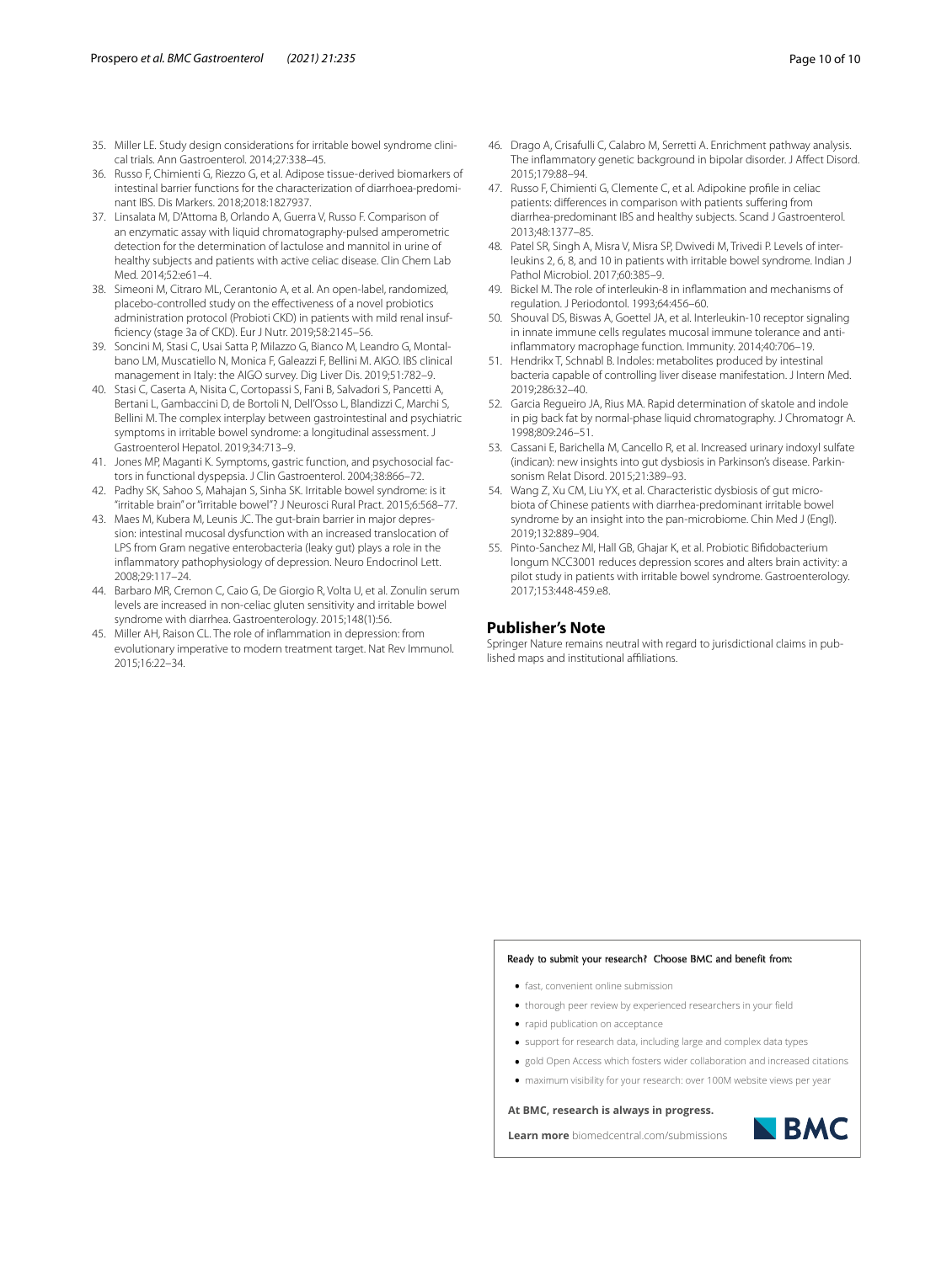35. Miller LE. Study design considerations for irritable bowel syndrome clinical trials. Ann Gastroenterol. 2014;27:338–45.
36. Russo F, Chimienti G, Riezzo G, et al. Adipose tissue-derived biomarkers of intestinal barrier functions for the characterization of diarrhoea-predominant IBS. Dis Markers. 2018;2018:1827937.
37. Linsalata M, D'Attoma B, Orlando A, Guerra V, Russo F. Comparison of an enzymatic assay with liquid chromatography-pulsed amperometric detection for the determination of lactulose and mannitol in urine of healthy subjects and patients with active celiac disease. Clin Chem Lab Med. 2014;52:e61–4.
38. Simeoni M, Citraro ML, Cerantonio A, et al. An open-label, randomized, placebo-controlled study on the effectiveness of a novel probiotics administration protocol (Probioti CKD) in patients with mild renal insufficiency (stage 3a of CKD). Eur J Nutr. 2019;58:2145–56.
39. Soncini M, Stasi C, Usai Satta P, Milazzo G, Bianco M, Leandro G, Montalbano LM, Muscatiello N, Monica F, Galeazzi F, Bellini M. AIGO. IBS clinical management in Italy: the AIGO survey. Dig Liver Dis. 2019;51:782–9.
40. Stasi C, Caserta A, Nisita C, Cortopassi S, Fani B, Salvadori S, Pancetti A, Bertani L, Gambaccini D, de Bortoli N, Dell'Osso L, Blandizzi C, Marchi S, Bellini M. The complex interplay between gastrointestinal and psychiatric symptoms in irritable bowel syndrome: a longitudinal assessment. J Gastroenterol Hepatol. 2019;34:713–9.
41. Jones MP, Maganti K. Symptoms, gastric function, and psychosocial factors in functional dyspepsia. J Clin Gastroenterol. 2004;38:866–72.
42. Padhy SK, Sahoo S, Mahajan S, Sinha SK. Irritable bowel syndrome: is it "irritable brain" or "irritable bowel"? J Neurosci Rural Pract. 2015;6:568–77.
43. Maes M, Kubera M, Leunis JC. The gut-brain barrier in major depression: intestinal mucosal dysfunction with an increased translocation of LPS from Gram negative enterobacteria (leaky gut) plays a role in the inflammatory pathophysiology of depression. Neuro Endocrinol Lett. 2008;29:117–24.
44. Barbaro MR, Cremon C, Caio G, De Giorgio R, Volta U, et al. Zonulin serum levels are increased in non-celiac gluten sensitivity and irritable bowel syndrome with diarrhea. Gastroenterology. 2015;148(1):56.
45. Miller AH, Raison CL. The role of inflammation in depression: from evolutionary imperative to modern treatment target. Nat Rev Immunol. 2015;16:22–34.
46. Drago A, Crisafulli C, Calabro M, Serretti A. Enrichment pathway analysis. The inflammatory genetic background in bipolar disorder. J Affect Disord. 2015;179:88–94.
47. Russo F, Chimienti G, Clemente C, et al. Adipokine profile in celiac patients: differences in comparison with patients suffering from diarrhea-predominant IBS and healthy subjects. Scand J Gastroenterol. 2013;48:1377–85.
48. Patel SR, Singh A, Misra V, Misra SP, Dwivedi M, Trivedi P. Levels of interleukins 2, 6, 8, and 10 in patients with irritable bowel syndrome. Indian J Pathol Microbiol. 2017;60:385–9.
49. Bickel M. The role of interleukin-8 in inflammation and mechanisms of regulation. J Periodontol. 1993;64:456–60.
50. Shouval DS, Biswas A, Goettel JA, et al. Interleukin-10 receptor signaling in innate immune cells regulates mucosal immune tolerance and anti-inflammatory macrophage function. Immunity. 2014;40:706–19.
51. Hendrikx T, Schnabl B. Indoles: metabolites produced by intestinal bacteria capable of controlling liver disease manifestation. J Intern Med. 2019;286:32–40.
52. Garcia Regueiro JA, Rius MA. Rapid determination of skatole and indole in pig back fat by normal-phase liquid chromatography. J Chromatogr A. 1998;809:246–51.
53. Cassani E, Barichella M, Cancello R, et al. Increased urinary indoxyl sulfate (indican): new insights into gut dysbiosis in Parkinson's disease. Parkinsonism Relat Disord. 2015;21:389–93.
54. Wang Z, Xu CM, Liu YX, et al. Characteristic dysbiosis of gut microbiota of Chinese patients with diarrhea-predominant irritable bowel syndrome by an insight into the pan-microbiome. Chin Med J (Engl). 2019;132:889–904.
55. Pinto-Sanchez MI, Hall GB, Ghajar K, et al. Probiotic Bifidobacterium longum NCC3001 reduces depression scores and alters brain activity: a pilot study in patients with irritable bowel syndrome. Gastroenterology. 2017;153:448-459.e8.

## Publisher's Note

Springer Nature remains neutral with regard to jurisdictional claims in published maps and institutional affiliations.

Ready to submit your research? Choose BMC and benefit from:

- fast, convenient online submission
- thorough peer review by experienced researchers in your field
- rapid publication on acceptance
- support for research data, including large and complex data types
- gold Open Access which fosters wider collaboration and increased citations
- maximum visibility for your research: over 100M website views per year

**At BMC, research is always in progress.**

**Learn more** biomedcentral.com/submissions

BMC